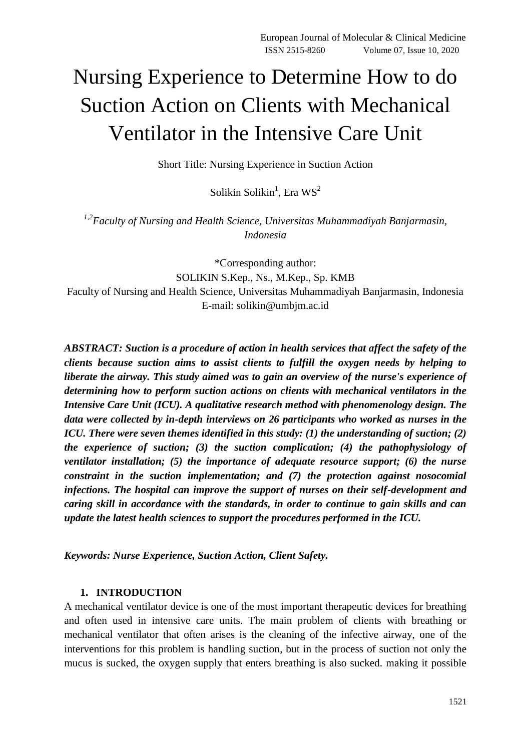# Nursing Experience to Determine How to do Suction Action on Clients with Mechanical Ventilator in the Intensive Care Unit

Short Title: Nursing Experience in Suction Action

Solikin Solikin[1], Era WS[2]

*[1,2]Faculty of Nursing and Health Science, Universitas Muhammadiyah Banjarmasin, Indonesia*

*Corresponding author:
SOLIKIN S.Kep., Ns., M.Kep., Sp. KMB
Faculty of Nursing and Health Science, Universitas Muhammadiyah Banjarmasin, Indonesia
E-mail: solikin@umbjm.ac.id

***ABSTRACT: Suction is a procedure of action in health services that affect the safety of the clients because suction aims to assist clients to fulfill the oxygen needs by helping to liberate the airway. This study aimed was to gain an overview of the nurse's experience of determining how to perform suction actions on clients with mechanical ventilators in the Intensive Care Unit (ICU). A qualitative research method with phenomenology design. The data were collected by in-depth interviews on 26 participants who worked as nurses in the ICU. There were seven themes identified in this study: (1) the understanding of suction; (2) the experience of suction; (3) the suction complication; (4) the pathophysiology of ventilator installation; (5) the importance of adequate resource support; (6) the nurse constraint in the suction implementation; and (7) the protection against nosocomial infections. The hospital can improve the support of nurses on their self-development and caring skill in accordance with the standards, in order to continue to gain skills and can update the latest health sciences to support the procedures performed in the ICU.***

***Keywords: Nurse Experience, Suction Action, Client Safety.***

## 1. INTRODUCTION

A mechanical ventilator device is one of the most important therapeutic devices for breathing and often used in intensive care units. The main problem of clients with breathing or mechanical ventilator that often arises is the cleaning of the infective airway, one of the interventions for this problem is handling suction, but in the process of suction not only the mucus is sucked, the oxygen supply that enters breathing is also sucked. making it possible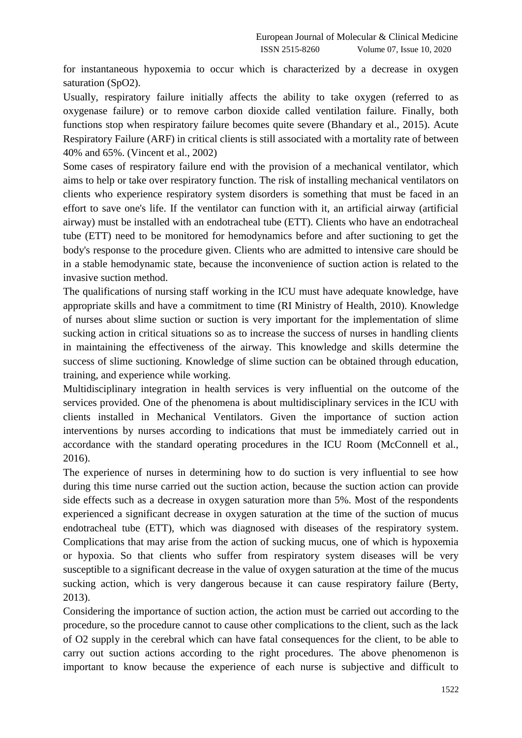for instantaneous hypoxemia to occur which is characterized by a decrease in oxygen saturation (SpO2).

Usually, respiratory failure initially affects the ability to take oxygen (referred to as oxygenase failure) or to remove carbon dioxide called ventilation failure. Finally, both functions stop when respiratory failure becomes quite severe (Bhandary et al., 2015). Acute Respiratory Failure (ARF) in critical clients is still associated with a mortality rate of between 40% and 65%. (Vincent et al., 2002)

Some cases of respiratory failure end with the provision of a mechanical ventilator, which aims to help or take over respiratory function. The risk of installing mechanical ventilators on clients who experience respiratory system disorders is something that must be faced in an effort to save one's life. If the ventilator can function with it, an artificial airway (artificial airway) must be installed with an endotracheal tube (ETT). Clients who have an endotracheal tube (ETT) need to be monitored for hemodynamics before and after suctioning to get the body's response to the procedure given. Clients who are admitted to intensive care should be in a stable hemodynamic state, because the inconvenience of suction action is related to the invasive suction method.

The qualifications of nursing staff working in the ICU must have adequate knowledge, have appropriate skills and have a commitment to time (RI Ministry of Health, 2010). Knowledge of nurses about slime suction or suction is very important for the implementation of slime sucking action in critical situations so as to increase the success of nurses in handling clients in maintaining the effectiveness of the airway. This knowledge and skills determine the success of slime suctioning. Knowledge of slime suction can be obtained through education, training, and experience while working.

Multidisciplinary integration in health services is very influential on the outcome of the services provided. One of the phenomena is about multidisciplinary services in the ICU with clients installed in Mechanical Ventilators. Given the importance of suction action interventions by nurses according to indications that must be immediately carried out in accordance with the standard operating procedures in the ICU Room (McConnell et al., 2016).

The experience of nurses in determining how to do suction is very influential to see how during this time nurse carried out the suction action, because the suction action can provide side effects such as a decrease in oxygen saturation more than 5%. Most of the respondents experienced a significant decrease in oxygen saturation at the time of the suction of mucus endotracheal tube (ETT), which was diagnosed with diseases of the respiratory system. Complications that may arise from the action of sucking mucus, one of which is hypoxemia or hypoxia. So that clients who suffer from respiratory system diseases will be very susceptible to a significant decrease in the value of oxygen saturation at the time of the mucus sucking action, which is very dangerous because it can cause respiratory failure (Berty, 2013).

Considering the importance of suction action, the action must be carried out according to the procedure, so the procedure cannot to cause other complications to the client, such as the lack of O2 supply in the cerebral which can have fatal consequences for the client, to be able to carry out suction actions according to the right procedures. The above phenomenon is important to know because the experience of each nurse is subjective and difficult to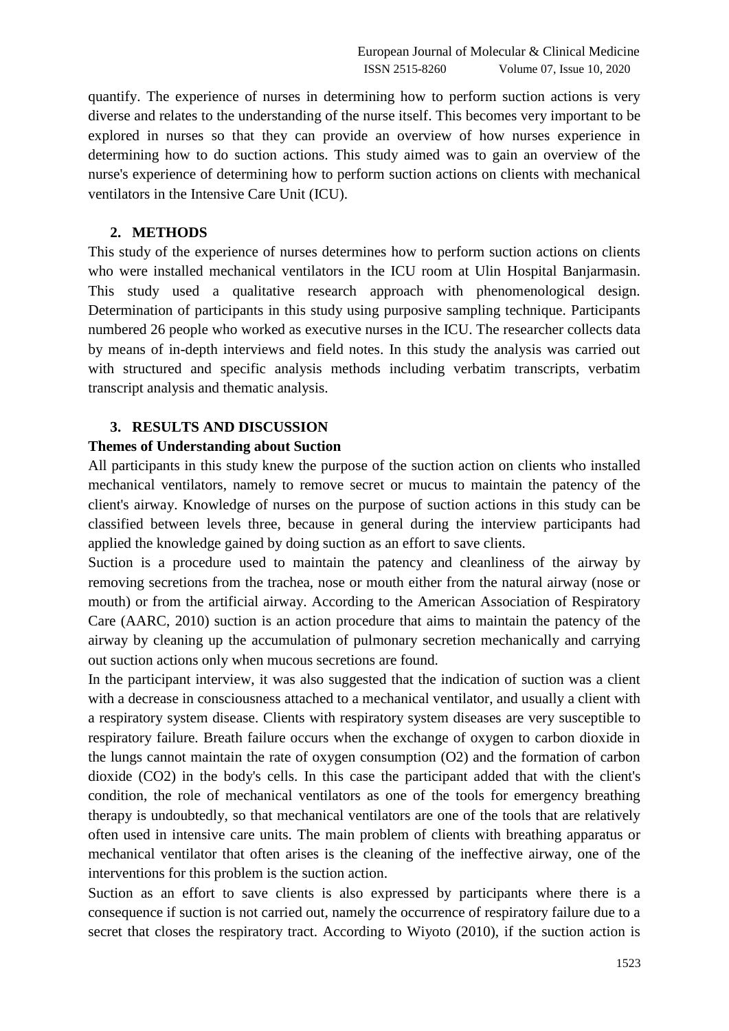quantify. The experience of nurses in determining how to perform suction actions is very diverse and relates to the understanding of the nurse itself. This becomes very important to be explored in nurses so that they can provide an overview of how nurses experience in determining how to do suction actions. This study aimed was to gain an overview of the nurse's experience of determining how to perform suction actions on clients with mechanical ventilators in the Intensive Care Unit (ICU).

## 2. METHODS

This study of the experience of nurses determines how to perform suction actions on clients who were installed mechanical ventilators in the ICU room at Ulin Hospital Banjarmasin. This study used a qualitative research approach with phenomenological design. Determination of participants in this study using purposive sampling technique. Participants numbered 26 people who worked as executive nurses in the ICU. The researcher collects data by means of in-depth interviews and field notes. In this study the analysis was carried out with structured and specific analysis methods including verbatim transcripts, verbatim transcript analysis and thematic analysis.

## 3. RESULTS AND DISCUSSION

### Themes of Understanding about Suction

All participants in this study knew the purpose of the suction action on clients who installed mechanical ventilators, namely to remove secret or mucus to maintain the patency of the client's airway. Knowledge of nurses on the purpose of suction actions in this study can be classified between levels three, because in general during the interview participants had applied the knowledge gained by doing suction as an effort to save clients.

Suction is a procedure used to maintain the patency and cleanliness of the airway by removing secretions from the trachea, nose or mouth either from the natural airway (nose or mouth) or from the artificial airway. According to the American Association of Respiratory Care (AARC, 2010) suction is an action procedure that aims to maintain the patency of the airway by cleaning up the accumulation of pulmonary secretion mechanically and carrying out suction actions only when mucous secretions are found.

In the participant interview, it was also suggested that the indication of suction was a client with a decrease in consciousness attached to a mechanical ventilator, and usually a client with a respiratory system disease. Clients with respiratory system diseases are very susceptible to respiratory failure. Breath failure occurs when the exchange of oxygen to carbon dioxide in the lungs cannot maintain the rate of oxygen consumption ($O_2$) and the formation of carbon dioxide ($CO_2$) in the body's cells. In this case the participant added that with the client's condition, the role of mechanical ventilators as one of the tools for emergency breathing therapy is undoubtedly, so that mechanical ventilators are one of the tools that are relatively often used in intensive care units. The main problem of clients with breathing apparatus or mechanical ventilator that often arises is the cleaning of the ineffective airway, one of the interventions for this problem is the suction action.

Suction as an effort to save clients is also expressed by participants where there is a consequence if suction is not carried out, namely the occurrence of respiratory failure due to a secret that closes the respiratory tract. According to Wiyoto (2010), if the suction action is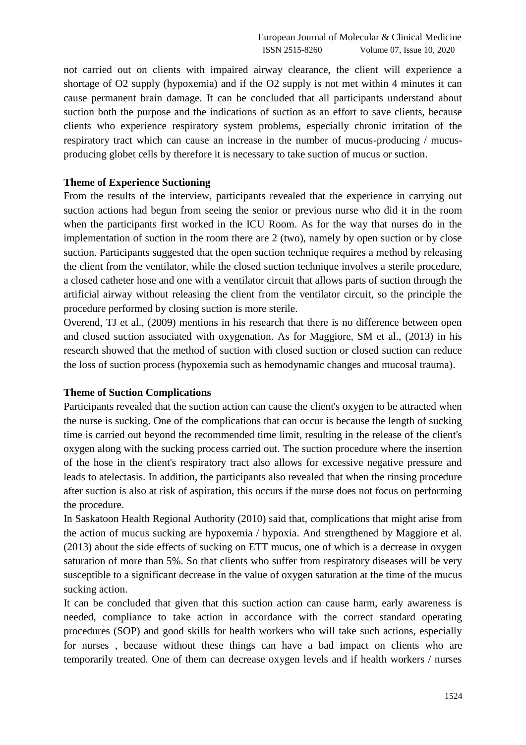not carried out on clients with impaired airway clearance, the client will experience a shortage of $O_2$ supply (hypoxemia) and if the $O_2$ supply is not met within 4 minutes it can cause permanent brain damage. It can be concluded that all participants understand about suction both the purpose and the indications of suction as an effort to save clients, because clients who experience respiratory system problems, especially chronic irritation of the respiratory tract which can cause an increase in the number of mucus-producing / mucus-producing globet cells by therefore it is necessary to take suction of mucus or suction.

**Theme of Experience Suctioning**

From the results of the interview, participants revealed that the experience in carrying out suction actions had begun from seeing the senior or previous nurse who did it in the room when the participants first worked in the ICU Room. As for the way that nurses do in the implementation of suction in the room there are 2 (two), namely by open suction or by close suction. Participants suggested that the open suction technique requires a method by releasing the client from the ventilator, while the closed suction technique involves a sterile procedure, a closed catheter hose and one with a ventilator circuit that allows parts of suction through the artificial airway without releasing the client from the ventilator circuit, so the principle the procedure performed by closing suction is more sterile.

Overend, TJ et al., (2009) mentions in his research that there is no difference between open and closed suction associated with oxygenation. As for Maggiore, SM et al., (2013) in his research showed that the method of suction with closed suction or closed suction can reduce the loss of suction process (hypoxemia such as hemodynamic changes and mucosal trauma).

**Theme of Suction Complications**

Participants revealed that the suction action can cause the client's oxygen to be attracted when the nurse is sucking. One of the complications that can occur is because the length of sucking time is carried out beyond the recommended time limit, resulting in the release of the client's oxygen along with the sucking process carried out. The suction procedure where the insertion of the hose in the client's respiratory tract also allows for excessive negative pressure and leads to atelectasis. In addition, the participants also revealed that when the rinsing procedure after suction is also at risk of aspiration, this occurs if the nurse does not focus on performing the procedure.

In Saskatoon Health Regional Authority (2010) said that, complications that might arise from the action of mucus sucking are hypoxemia / hypoxia. And strengthened by Maggiore et al. (2013) about the side effects of sucking on ETT mucus, one of which is a decrease in oxygen saturation of more than 5%. So that clients who suffer from respiratory diseases will be very susceptible to a significant decrease in the value of oxygen saturation at the time of the mucus sucking action.

It can be concluded that given that this suction action can cause harm, early awareness is needed, compliance to take action in accordance with the correct standard operating procedures (SOP) and good skills for health workers who will take such actions, especially for nurses , because without these things can have a bad impact on clients who are temporarily treated. One of them can decrease oxygen levels and if health workers / nurses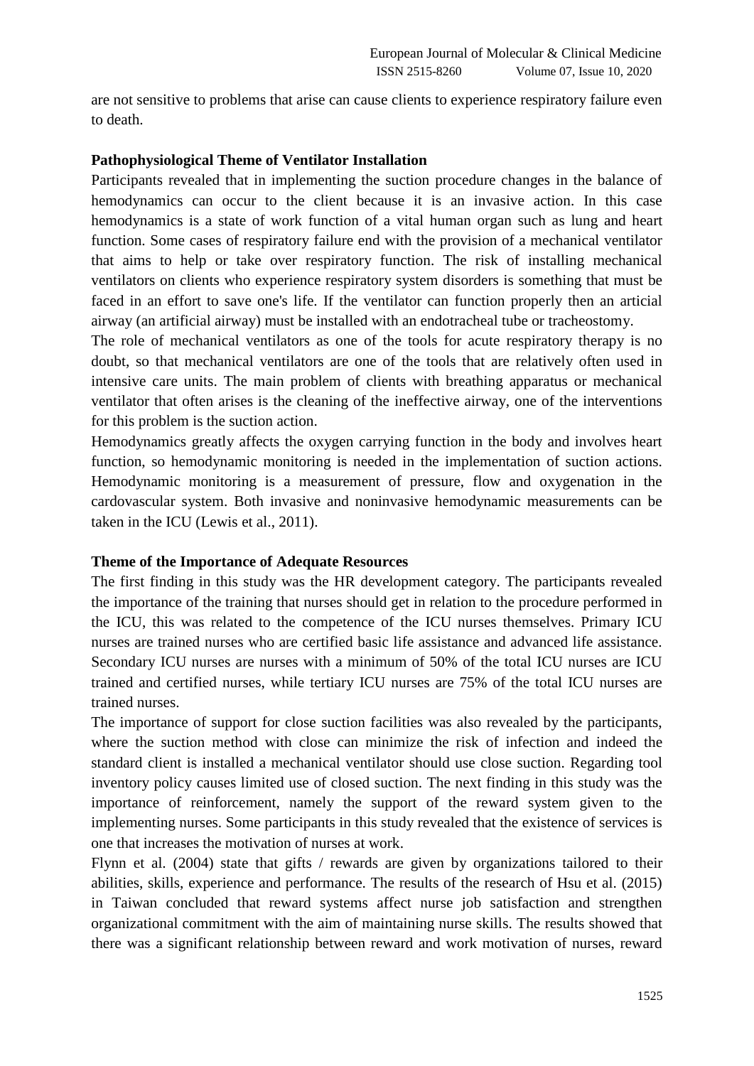are not sensitive to problems that arise can cause clients to experience respiratory failure even to death.

**Pathophysiological Theme of Ventilator Installation**

Participants revealed that in implementing the suction procedure changes in the balance of hemodynamics can occur to the client because it is an invasive action. In this case hemodynamics is a state of work function of a vital human organ such as lung and heart function. Some cases of respiratory failure end with the provision of a mechanical ventilator that aims to help or take over respiratory function. The risk of installing mechanical ventilators on clients who experience respiratory system disorders is something that must be faced in an effort to save one's life. If the ventilator can function properly then an articial airway (an artificial airway) must be installed with an endotracheal tube or tracheostomy.

The role of mechanical ventilators as one of the tools for acute respiratory therapy is no doubt, so that mechanical ventilators are one of the tools that are relatively often used in intensive care units. The main problem of clients with breathing apparatus or mechanical ventilator that often arises is the cleaning of the ineffective airway, one of the interventions for this problem is the suction action.

Hemodynamics greatly affects the oxygen carrying function in the body and involves heart function, so hemodynamic monitoring is needed in the implementation of suction actions. Hemodynamic monitoring is a measurement of pressure, flow and oxygenation in the cardovascular system. Both invasive and noninvasive hemodynamic measurements can be taken in the ICU (Lewis et al., 2011).

**Theme of the Importance of Adequate Resources**

The first finding in this study was the HR development category. The participants revealed the importance of the training that nurses should get in relation to the procedure performed in the ICU, this was related to the competence of the ICU nurses themselves. Primary ICU nurses are trained nurses who are certified basic life assistance and advanced life assistance. Secondary ICU nurses are nurses with a minimum of 50% of the total ICU nurses are ICU trained and certified nurses, while tertiary ICU nurses are 75% of the total ICU nurses are trained nurses.

The importance of support for close suction facilities was also revealed by the participants, where the suction method with close can minimize the risk of infection and indeed the standard client is installed a mechanical ventilator should use close suction. Regarding tool inventory policy causes limited use of closed suction. The next finding in this study was the importance of reinforcement, namely the support of the reward system given to the implementing nurses. Some participants in this study revealed that the existence of services is one that increases the motivation of nurses at work.

Flynn et al. (2004) state that gifts / rewards are given by organizations tailored to their abilities, skills, experience and performance. The results of the research of Hsu et al. (2015) in Taiwan concluded that reward systems affect nurse job satisfaction and strengthen organizational commitment with the aim of maintaining nurse skills. The results showed that there was a significant relationship between reward and work motivation of nurses, reward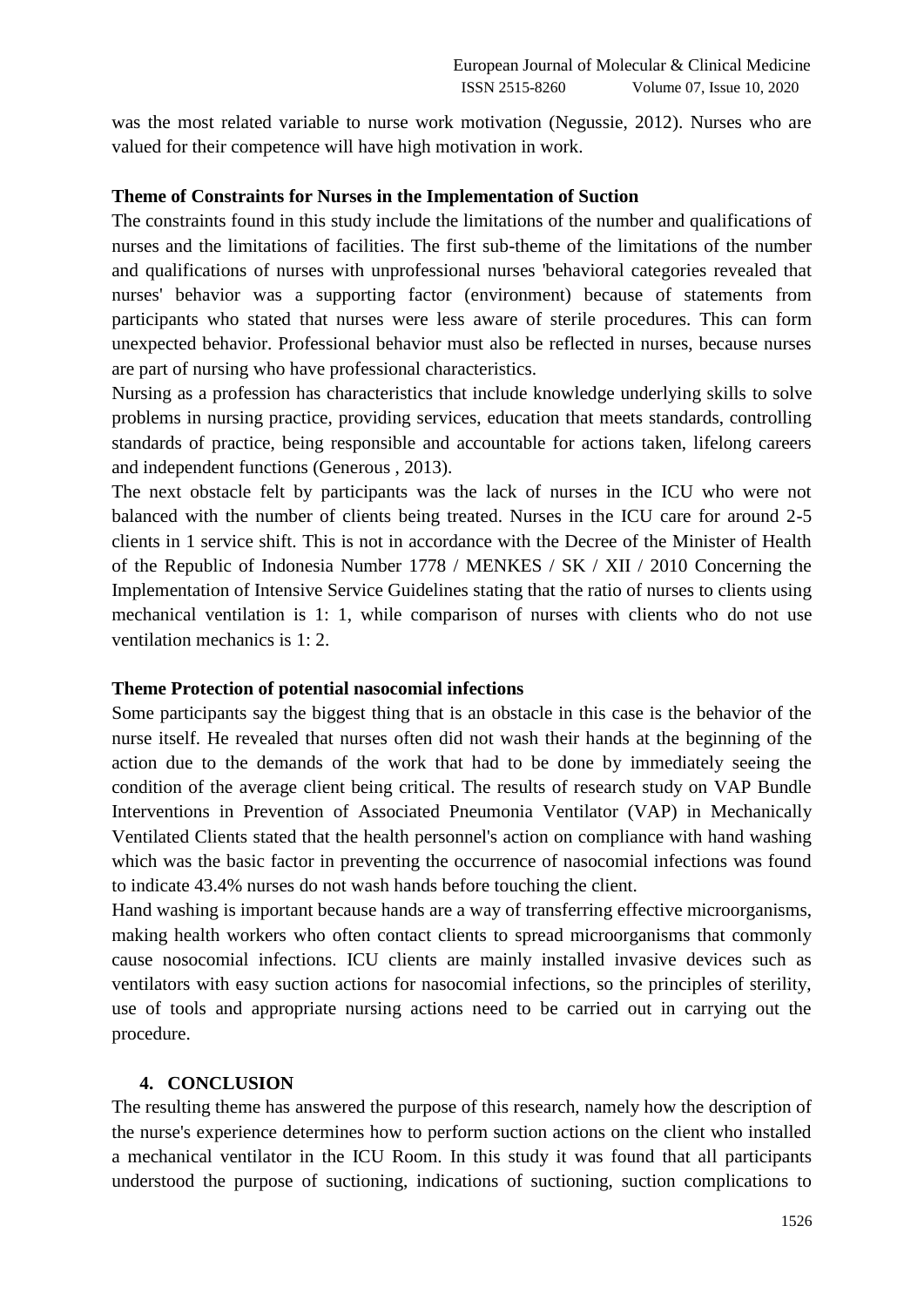was the most related variable to nurse work motivation (Negussie, 2012). Nurses who are valued for their competence will have high motivation in work.

**Theme of Constraints for Nurses in the Implementation of Suction**

The constraints found in this study include the limitations of the number and qualifications of nurses and the limitations of facilities. The first sub-theme of the limitations of the number and qualifications of nurses with unprofessional nurses 'behavioral categories revealed that nurses' behavior was a supporting factor (environment) because of statements from participants who stated that nurses were less aware of sterile procedures. This can form unexpected behavior. Professional behavior must also be reflected in nurses, because nurses are part of nursing who have professional characteristics.

Nursing as a profession has characteristics that include knowledge underlying skills to solve problems in nursing practice, providing services, education that meets standards, controlling standards of practice, being responsible and accountable for actions taken, lifelong careers and independent functions (Generous , 2013).

The next obstacle felt by participants was the lack of nurses in the ICU who were not balanced with the number of clients being treated. Nurses in the ICU care for around 2-5 clients in 1 service shift. This is not in accordance with the Decree of the Minister of Health of the Republic of Indonesia Number 1778 / MENKES / SK / XII / 2010 Concerning the Implementation of Intensive Service Guidelines stating that the ratio of nurses to clients using mechanical ventilation is 1: 1, while comparison of nurses with clients who do not use ventilation mechanics is 1: 2.

**Theme Protection of potential nasocomial infections**

Some participants say the biggest thing that is an obstacle in this case is the behavior of the nurse itself. He revealed that nurses often did not wash their hands at the beginning of the action due to the demands of the work that had to be done by immediately seeing the condition of the average client being critical. The results of research study on VAP Bundle Interventions in Prevention of Associated Pneumonia Ventilator (VAP) in Mechanically Ventilated Clients stated that the health personnel's action on compliance with hand washing which was the basic factor in preventing the occurrence of nasocomial infections was found to indicate 43.4% nurses do not wash hands before touching the client.

Hand washing is important because hands are a way of transferring effective microorganisms, making health workers who often contact clients to spread microorganisms that commonly cause nosocomial infections. ICU clients are mainly installed invasive devices such as ventilators with easy suction actions for nasocomial infections, so the principles of sterility, use of tools and appropriate nursing actions need to be carried out in carrying out the procedure.

## 4. CONCLUSION

The resulting theme has answered the purpose of this research, namely how the description of the nurse's experience determines how to perform suction actions on the client who installed a mechanical ventilator in the ICU Room. In this study it was found that all participants understood the purpose of suctioning, indications of suctioning, suction complications to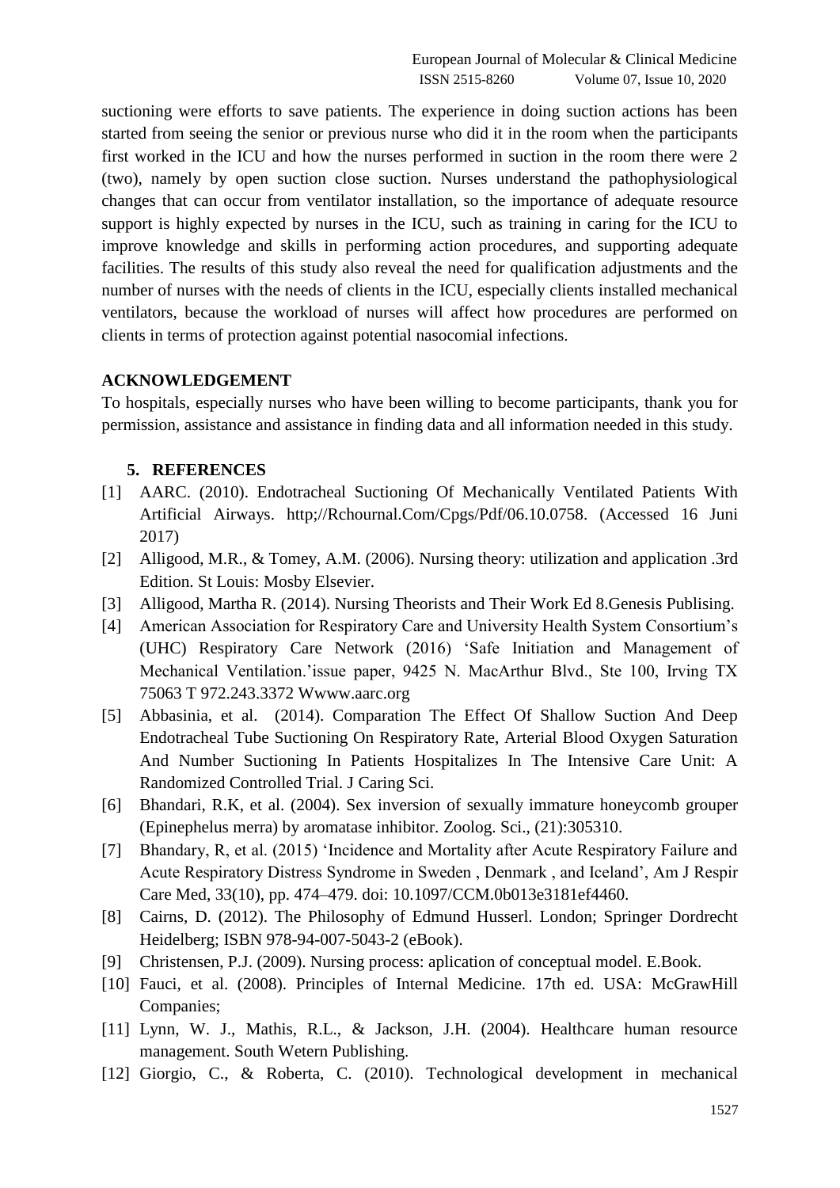suctioning were efforts to save patients. The experience in doing suction actions has been started from seeing the senior or previous nurse who did it in the room when the participants first worked in the ICU and how the nurses performed in suction in the room there were 2 (two), namely by open suction close suction. Nurses understand the pathophysiological changes that can occur from ventilator installation, so the importance of adequate resource support is highly expected by nurses in the ICU, such as training in caring for the ICU to improve knowledge and skills in performing action procedures, and supporting adequate facilities. The results of this study also reveal the need for qualification adjustments and the number of nurses with the needs of clients in the ICU, especially clients installed mechanical ventilators, because the workload of nurses will affect how procedures are performed on clients in terms of protection against potential nasocomial infections.

## ACKNOWLEDGEMENT

To hospitals, especially nurses who have been willing to become participants, thank you for permission, assistance and assistance in finding data and all information needed in this study.

## 5. REFERENCES

[1] AARC. (2010). Endotracheal Suctioning Of Mechanically Ventilated Patients With Artificial Airways. http;//Rchournal.Com/Cpgs/Pdf/06.10.0758. (Accessed 16 Juni 2017)

[2] Alligood, M.R., & Tomey, A.M. (2006). Nursing theory: utilization and application .3rd Edition. St Louis: Mosby Elsevier.

[3] Alligood, Martha R. (2014). Nursing Theorists and Their Work Ed 8.Genesis Publising.

[4] American Association for Respiratory Care and University Health System Consortium's (UHC) Respiratory Care Network (2016) 'Safe Initiation and Management of Mechanical Ventilation.'issue paper, 9425 N. MacArthur Blvd., Ste 100, Irving TX 75063 T 972.243.3372 Wwww.aarc.org

[5] Abbasinia, et al. (2014). Comparation The Effect Of Shallow Suction And Deep Endotracheal Tube Suctioning On Respiratory Rate, Arterial Blood Oxygen Saturation And Number Suctioning In Patients Hospitalizes In The Intensive Care Unit: A Randomized Controlled Trial. J Caring Sci.

[6] Bhandari, R.K, et al. (2004). Sex inversion of sexually immature honeycomb grouper (Epinephelus merra) by aromatase inhibitor. Zoolog. Sci., (21):305310.

[7] Bhandary, R, et al. (2015) 'Incidence and Mortality after Acute Respiratory Failure and Acute Respiratory Distress Syndrome in Sweden , Denmark , and Iceland', Am J Respir Care Med, 33(10), pp. 474–479. doi: 10.1097/CCM.0b013e3181ef4460.

[8] Cairns, D. (2012). The Philosophy of Edmund Husserl. London; Springer Dordrecht Heidelberg; ISBN 978-94-007-5043-2 (eBook).

[9] Christensen, P.J. (2009). Nursing process: aplication of conceptual model. E.Book.

[10] Fauci, et al. (2008). Principles of Internal Medicine. 17th ed. USA: McGrawHill Companies;

[11] Lynn, W. J., Mathis, R.L., & Jackson, J.H. (2004). Healthcare human resource management. South Wetern Publishing.

[12] Giorgio, C., & Roberta, C. (2010). Technological development in mechanical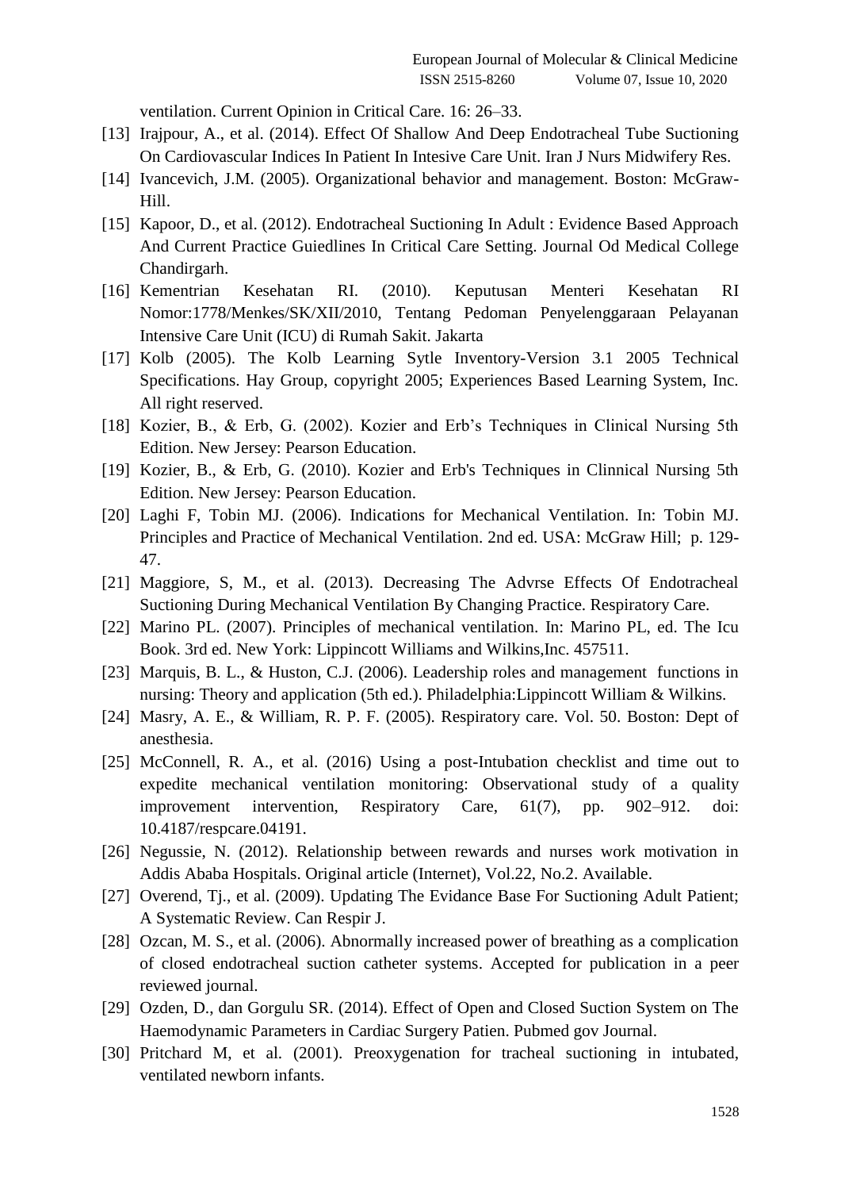ventilation. Current Opinion in Critical Care. 16: 26–33.

[13] Irajpour, A., et al. (2014). Effect Of Shallow And Deep Endotracheal Tube Suctioning On Cardiovascular Indices In Patient In Intesive Care Unit. Iran J Nurs Midwifery Res.

[14] Ivancevich, J.M. (2005). Organizational behavior and management. Boston: McGraw-Hill.

[15] Kapoor, D., et al. (2012). Endotracheal Suctioning In Adult : Evidence Based Approach And Current Practice Guiedlines In Critical Care Setting. Journal Od Medical College Chandirgarh.

[16] Kementrian Kesehatan RI. (2010). Keputusan Menteri Kesehatan RI Nomor:1778/Menkes/SK/XII/2010, Tentang Pedoman Penyelenggaraan Pelayanan Intensive Care Unit (ICU) di Rumah Sakit. Jakarta

[17] Kolb (2005). The Kolb Learning Sytle Inventory-Version 3.1 2005 Technical Specifications. Hay Group, copyright 2005; Experiences Based Learning System, Inc. All right reserved.

[18] Kozier, B., & Erb, G. (2002). Kozier and Erb's Techniques in Clinical Nursing 5th Edition. New Jersey: Pearson Education.

[19] Kozier, B., & Erb, G. (2010). Kozier and Erb's Techniques in Clinnical Nursing 5th Edition. New Jersey: Pearson Education.

[20] Laghi F, Tobin MJ. (2006). Indications for Mechanical Ventilation. In: Tobin MJ. Principles and Practice of Mechanical Ventilation. 2nd ed. USA: McGraw Hill; p. 129-47.

[21] Maggiore, S, M., et al. (2013). Decreasing The Advrse Effects Of Endotracheal Suctioning During Mechanical Ventilation By Changing Practice. Respiratory Care.

[22] Marino PL. (2007). Principles of mechanical ventilation. In: Marino PL, ed. The Icu Book. 3rd ed. New York: Lippincott Williams and Wilkins,Inc. 457511.

[23] Marquis, B. L., & Huston, C.J. (2006). Leadership roles and management functions in nursing: Theory and application (5th ed.). Philadelphia:Lippincott William & Wilkins.

[24] Masry, A. E., & William, R. P. F. (2005). Respiratory care. Vol. 50. Boston: Dept of anesthesia.

[25] McConnell, R. A., et al. (2016) Using a post-Intubation checklist and time out to expedite mechanical ventilation monitoring: Observational study of a quality improvement intervention, Respiratory Care, 61(7), pp. 902–912. doi: 10.4187/respcare.04191.

[26] Negussie, N. (2012). Relationship between rewards and nurses work motivation in Addis Ababa Hospitals. Original article (Internet), Vol.22, No.2. Available.

[27] Overend, Tj., et al. (2009). Updating The Evidance Base For Suctioning Adult Patient; A Systematic Review. Can Respir J.

[28] Ozcan, M. S., et al. (2006). Abnormally increased power of breathing as a complication of closed endotracheal suction catheter systems. Accepted for publication in a peer reviewed journal.

[29] Ozden, D., dan Gorgulu SR. (2014). Effect of Open and Closed Suction System on The Haemodynamic Parameters in Cardiac Surgery Patien. Pubmed gov Journal.

[30] Pritchard M, et al. (2001). Preoxygenation for tracheal suctioning in intubated, ventilated newborn infants.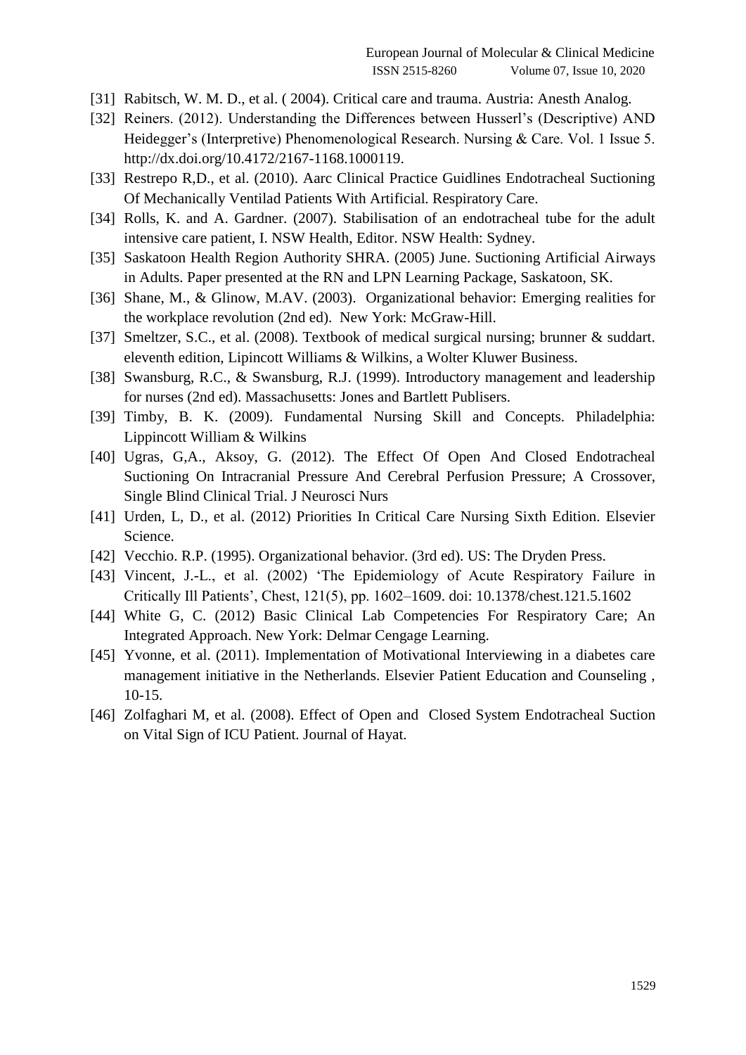[31] Rabitsch, W. M. D., et al. ( 2004). Critical care and trauma. Austria: Anesth Analog.

[32] Reiners. (2012). Understanding the Differences between Husserl's (Descriptive) AND Heidegger's (Interpretive) Phenomenological Research. Nursing & Care. Vol. 1 Issue 5. http://dx.doi.org/10.4172/2167-1168.1000119.

[33] Restrepo R,D., et al. (2010). Aarc Clinical Practice Guidlines Endotracheal Suctioning Of Mechanically Ventilad Patients With Artificial. Respiratory Care.

[34] Rolls, K. and A. Gardner. (2007). Stabilisation of an endotracheal tube for the adult intensive care patient, I. NSW Health, Editor. NSW Health: Sydney.

[35] Saskatoon Health Region Authority SHRA. (2005) June. Suctioning Artificial Airways in Adults. Paper presented at the RN and LPN Learning Package, Saskatoon, SK.

[36] Shane, M., & Glinow, M.AV. (2003). Organizational behavior: Emerging realities for the workplace revolution (2nd ed). New York: McGraw-Hill.

[37] Smeltzer, S.C., et al. (2008). Textbook of medical surgical nursing; brunner & suddart. eleventh edition, Lipincott Williams & Wilkins, a Wolter Kluwer Business.

[38] Swansburg, R.C., & Swansburg, R.J. (1999). Introductory management and leadership for nurses (2nd ed). Massachusetts: Jones and Bartlett Publisers.

[39] Timby, B. K. (2009). Fundamental Nursing Skill and Concepts. Philadelphia: Lippincott William & Wilkins

[40] Ugras, G,A., Aksoy, G. (2012). The Effect Of Open And Closed Endotracheal Suctioning On Intracranial Pressure And Cerebral Perfusion Pressure; A Crossover, Single Blind Clinical Trial. J Neurosci Nurs

[41] Urden, L, D., et al. (2012) Priorities In Critical Care Nursing Sixth Edition. Elsevier Science.

[42] Vecchio. R.P. (1995). Organizational behavior. (3rd ed). US: The Dryden Press.

[43] Vincent, J.-L., et al. (2002) 'The Epidemiology of Acute Respiratory Failure in Critically Ill Patients', Chest, 121(5), pp. 1602–1609. doi: 10.1378/chest.121.5.1602

[44] White G, C. (2012) Basic Clinical Lab Competencies For Respiratory Care; An Integrated Approach. New York: Delmar Cengage Learning.

[45] Yvonne, et al. (2011). Implementation of Motivational Interviewing in a diabetes care management initiative in the Netherlands. Elsevier Patient Education and Counseling , 10-15.

[46] Zolfaghari M, et al. (2008). Effect of Open and Closed System Endotracheal Suction on Vital Sign of ICU Patient. Journal of Hayat.